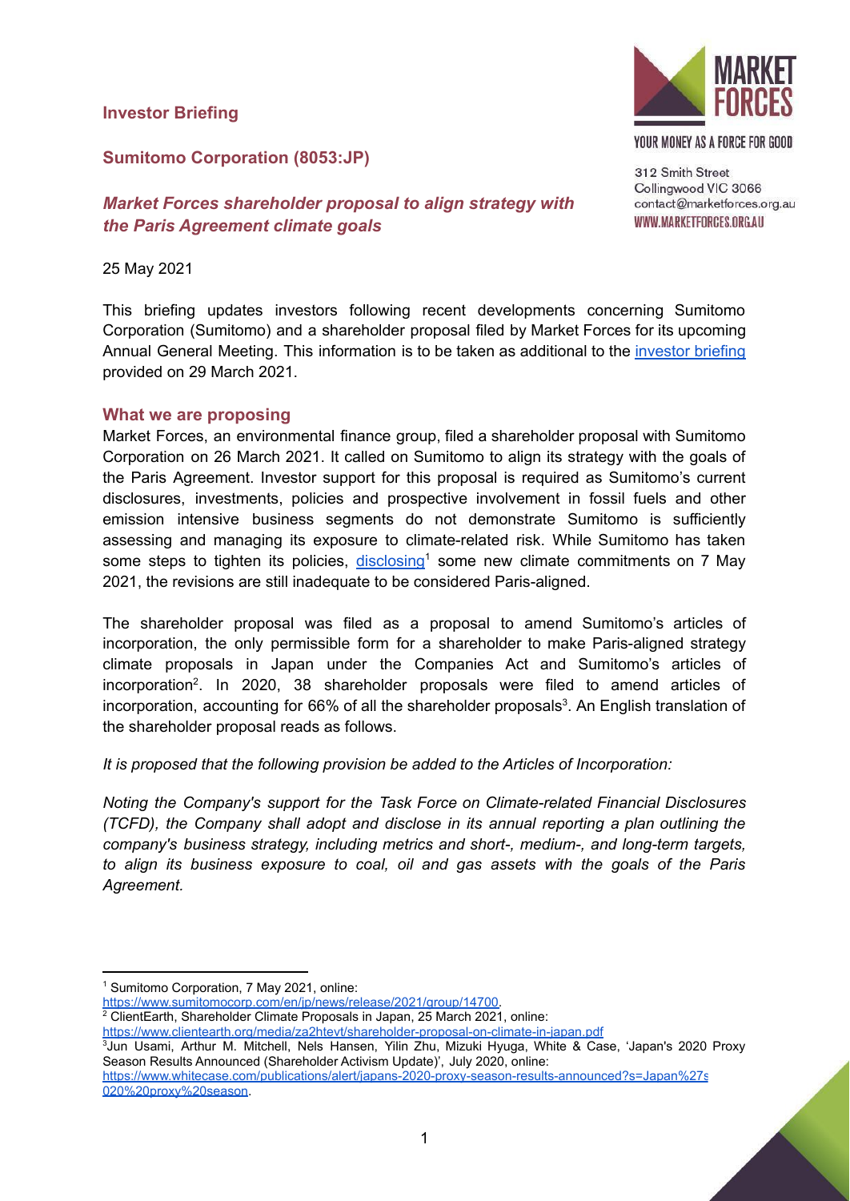**Investor Briefing**

**Sumitomo Corporation (8053:JP)**

***Market Forces shareholder proposal to align strategy with the Paris Agreement climate goals***

MARKET FORCES

YOUR MONEY AS A FORCE FOR GOOD

312 Smith Street
Collingwood VIC 3066
contact@marketforces.org.au
WWW.MARKETFORCES.ORG.AU

25 May 2021

This briefing updates investors following recent developments concerning Sumitomo Corporation (Sumitomo) and a shareholder proposal filed by Market Forces for its upcoming Annual General Meeting. This information is to be taken as additional to the investor briefing provided on 29 March 2021.

## What we are proposing

Market Forces, an environmental finance group, filed a shareholder proposal with Sumitomo Corporation on 26 March 2021. It called on Sumitomo to align its strategy with the goals of the Paris Agreement. Investor support for this proposal is required as Sumitomo's current disclosures, investments, policies and prospective involvement in fossil fuels and other emission intensive business segments do not demonstrate Sumitomo is sufficiently assessing and managing its exposure to climate-related risk. While Sumitomo has taken some steps to tighten its policies, disclosing[1] some new climate commitments on 7 May 2021, the revisions are still inadequate to be considered Paris-aligned.

The shareholder proposal was filed as a proposal to amend Sumitomo's articles of incorporation, the only permissible form for a shareholder to make Paris-aligned strategy climate proposals in Japan under the Companies Act and Sumitomo's articles of incorporation[2]. In 2020, 38 shareholder proposals were filed to amend articles of incorporation, accounting for 66% of all the shareholder proposals[3]. An English translation of the shareholder proposal reads as follows.

*It is proposed that the following provision be added to the Articles of Incorporation:*

*Noting the Company's support for the Task Force on Climate-related Financial Disclosures (TCFD), the Company shall adopt and disclose in its annual reporting a plan outlining the company's business strategy, including metrics and short-, medium-, and long-term targets, to align its business exposure to coal, oil and gas assets with the goals of the Paris Agreement.*

---

[1] Sumitomo Corporation, 7 May 2021, online: https://www.sumitomocorp.com/en/jp/news/release/2021/group/14700.

[2] ClientEarth, Shareholder Climate Proposals in Japan, 25 March 2021, online: https://www.clientearth.org/media/za2htevt/shareholder-proposal-on-climate-in-japan.pdf

[3] Jun Usami, Arthur M. Mitchell, Nels Hansen, Yilin Zhu, Mizuki Hyuga, White & Case, 'Japan's 2020 Proxy Season Results Announced (Shareholder Activism Update)', July 2020, online: https://www.whitecase.com/publications/alert/japans-2020-proxy-season-results-announced?s=Japan%27s%20proxy%20season.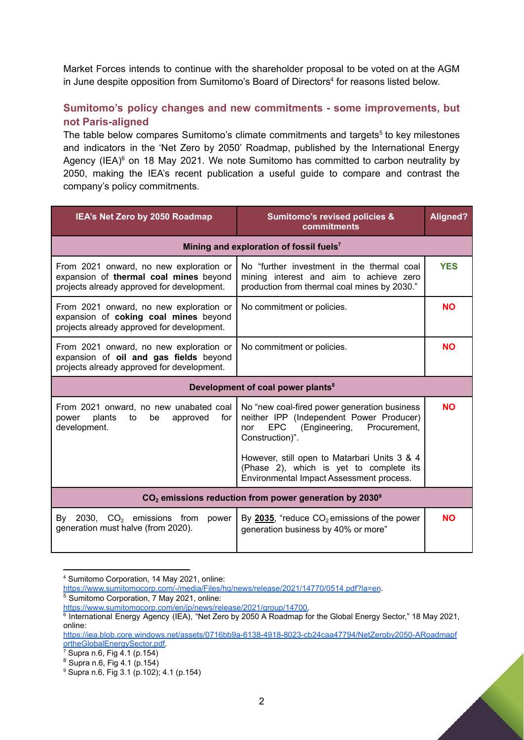Market Forces intends to continue with the shareholder proposal to be voted on at the AGM in June despite opposition from Sumitomo's Board of Directors[4] for reasons listed below.

## Sumitomo's policy changes and new commitments - some improvements, but not Paris-aligned

The table below compares Sumitomo's climate commitments and targets[5] to key milestones and indicators in the 'Net Zero by 2050' Roadmap, published by the International Energy Agency (IEA)[6] on 18 May 2021. We note Sumitomo has committed to carbon neutrality by 2050, making the IEA's recent publication a useful guide to compare and contrast the company's policy commitments.

| IEA's Net Zero by 2050 Roadmap | Sumitomo's revised policies & commitments | Aligned? |
|---|---|---|
| **Mining and exploration of fossil fuels[7]** | | |
| From 2021 onward, no new exploration or expansion of **thermal coal mines** beyond projects already approved for development. | No "further investment in the thermal coal mining interest and aim to achieve zero production from thermal coal mines by 2030." | **YES** |
| From 2021 onward, no new exploration or expansion of **coking coal mines** beyond projects already approved for development. | No commitment or policies. | **NO** |
| From 2021 onward, no new exploration or expansion of **oil and gas fields** beyond projects already approved for development. | No commitment or policies. | **NO** |
| **Development of coal power plants[8]** | | |
| From 2021 onward, no new unabated coal power plants to be approved for development. | No "new coal-fired power generation business neither IPP (Independent Power Producer) nor EPC (Engineering, Procurement, Construction)".<br><br>However, still open to Matarbari Units 3 & 4 (Phase 2), which is yet to complete its Environmental Impact Assessment process. | **NO** |
| **$CO_2$ emissions reduction from power generation by 2030[9]** | | |
| By 2030, $CO_2$ emissions from power generation must halve (from 2020). | By **2035**, "reduce $CO_2$ emissions of the power generation business by 40% or more" | **NO** |

[4] Sumitomo Corporation, 14 May 2021, online: https://www.sumitomocorp.com/-/media/Files/hq/news/release/2021/14770/0514.pdf?la=en.

[5] Sumitomo Corporation, 7 May 2021, online: https://www.sumitomocorp.com/en/jp/news/release/2021/group/14700.

[6] International Energy Agency (IEA), "Net Zero by 2050 A Roadmap for the Global Energy Sector," 18 May 2021, online: https://iea.blob.core.windows.net/assets/0716bb9a-6138-4918-8023-cb24caa47794/NetZeroby2050-ARoadmapfortheGlobalEnergySector.pdf.

[7] Supra n.6, Fig 4.1 (p.154)

[8] Supra n.6, Fig 4.1 (p.154)

[9] Supra n.6, Fig 3.1 (p.102); 4.1 (p.154)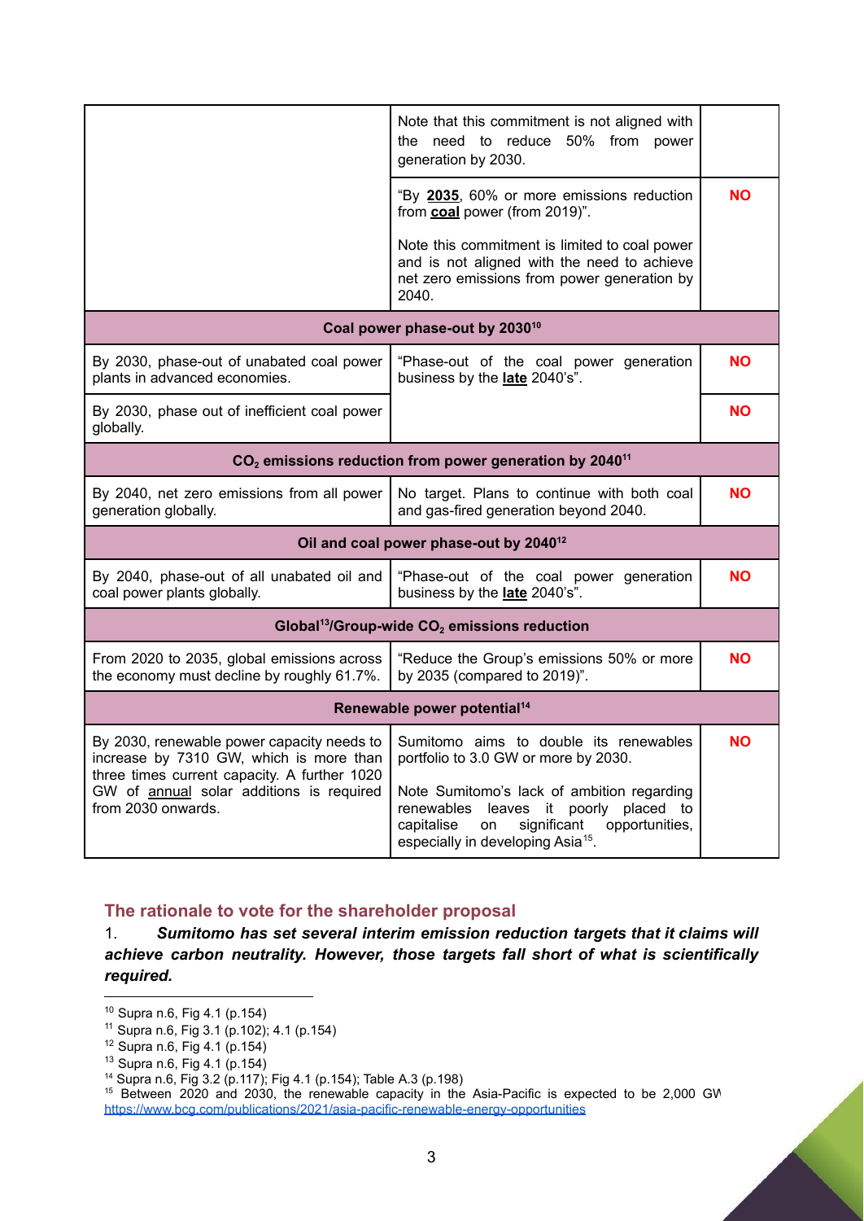| | | |
|---|---|---|
| | Note that this commitment is not aligned with the need to reduce 50% from power generation by 2030. | |
| | "By **2035**, 60% or more emissions reduction from **coal** power (from 2019)".<br><br>Note this commitment is limited to coal power and is not aligned with the need to achieve net zero emissions from power generation by 2040. | **NO** |
| **Coal power phase-out by 2030[10]** | | |
| By 2030, phase-out of unabated coal power plants in advanced economies. | "Phase-out of the coal power generation business by the **late** 2040's". | **NO** |
| By 2030, phase out of inefficient coal power globally. | | **NO** |
| **$CO_2$ emissions reduction from power generation by 2040[11]** | | |
| By 2040, net zero emissions from all power generation globally. | No target. Plans to continue with both coal and gas-fired generation beyond 2040. | **NO** |
| **Oil and coal power phase-out by 2040[12]** | | |
| By 2040, phase-out of all unabated oil and coal power plants globally. | "Phase-out of the coal power generation business by the **late** 2040's". | **NO** |
| **Global[13]/Group-wide $CO_2$ emissions reduction** | | |
| From 2020 to 2035, global emissions across the economy must decline by roughly 61.7%. | "Reduce the Group's emissions 50% or more by 2035 (compared to 2019)". | **NO** |
| **Renewable power potential[14]** | | |
| By 2030, renewable power capacity needs to increase by 7310 GW, which is more than three times current capacity. A further 1020 GW of annual solar additions is required from 2030 onwards. | Sumitomo aims to double its renewables portfolio to 3.0 GW or more by 2030.<br><br>Note Sumitomo's lack of ambition regarding renewables leaves it poorly placed to capitalise on significant opportunities, especially in developing Asia[15]. | **NO** |

## The rationale to vote for the shareholder proposal

1. ***Sumitomo has set several interim emission reduction targets that it claims will achieve carbon neutrality. However, those targets fall short of what is scientifically required.***

---

[10] Supra n.6, Fig 4.1 (p.154)

[11] Supra n.6, Fig 3.1 (p.102); 4.1 (p.154)

[12] Supra n.6, Fig 4.1 (p.154)

[13] Supra n.6, Fig 4.1 (p.154)

[14] Supra n.6, Fig 3.2 (p.117); Fig 4.1 (p.154); Table A.3 (p.198)

[15] Between 2020 and 2030, the renewable capacity in the Asia-Pacific is expected to be 2,000 GW https://www.bcg.com/publications/2021/asia-pacific-renewable-energy-opportunities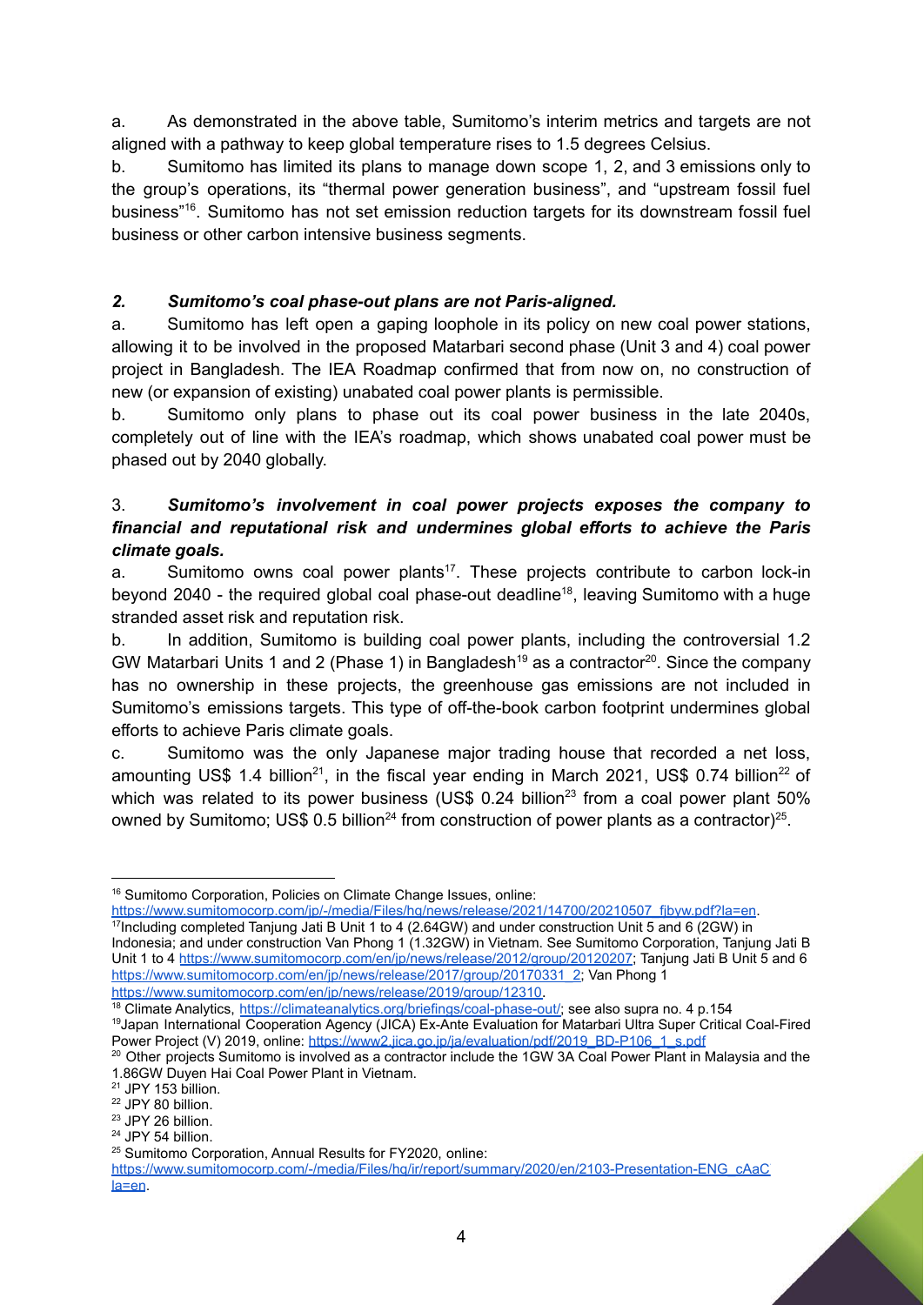a. As demonstrated in the above table, Sumitomo's interim metrics and targets are not aligned with a pathway to keep global temperature rises to 1.5 degrees Celsius.

b. Sumitomo has limited its plans to manage down scope 1, 2, and 3 emissions only to the group's operations, its "thermal power generation business", and "upstream fossil fuel business"[16]. Sumitomo has not set emission reduction targets for its downstream fossil fuel business or other carbon intensive business segments.

### *2. Sumitomo's coal phase-out plans are not Paris-aligned.*

a. Sumitomo has left open a gaping loophole in its policy on new coal power stations, allowing it to be involved in the proposed Matarbari second phase (Unit 3 and 4) coal power project in Bangladesh. The IEA Roadmap confirmed that from now on, no construction of new (or expansion of existing) unabated coal power plants is permissible.

b. Sumitomo only plans to phase out its coal power business in the late 2040s, completely out of line with the IEA's roadmap, which shows unabated coal power must be phased out by 2040 globally.

### 3. *Sumitomo's involvement in coal power projects exposes the company to financial and reputational risk and undermines global efforts to achieve the Paris climate goals.*

a. Sumitomo owns coal power plants[17]. These projects contribute to carbon lock-in beyond 2040 - the required global coal phase-out deadline[18], leaving Sumitomo with a huge stranded asset risk and reputation risk.

b. In addition, Sumitomo is building coal power plants, including the controversial 1.2 GW Matarbari Units 1 and 2 (Phase 1) in Bangladesh[19] as a contractor[20]. Since the company has no ownership in these projects, the greenhouse gas emissions are not included in Sumitomo's emissions targets. This type of off-the-book carbon footprint undermines global efforts to achieve Paris climate goals.

c. Sumitomo was the only Japanese major trading house that recorded a net loss, amounting US$ 1.4 billion[21], in the fiscal year ending in March 2021, US$ 0.74 billion[22] of which was related to its power business (US$ 0.24 billion[23] from a coal power plant 50% owned by Sumitomo; US$ 0.5 billion[24] from construction of power plants as a contractor)[25].

---

[16] Sumitomo Corporation, Policies on Climate Change Issues, online: https://www.sumitomocorp.com/jp/-/media/Files/hq/news/release/2021/14700/20210507_fjbyw.pdf?la=en.

[17] Including completed Tanjung Jati B Unit 1 to 4 (2.64GW) and under construction Unit 5 and 6 (2GW) in Indonesia; and under construction Van Phong 1 (1.32GW) in Vietnam. See Sumitomo Corporation, Tanjung Jati B Unit 1 to 4 https://www.sumitomocorp.com/en/jp/news/release/2012/group/20120207; Tanjung Jati B Unit 5 and 6 https://www.sumitomocorp.com/en/jp/news/release/2017/group/20170331_2; Van Phong 1 https://www.sumitomocorp.com/en/jp/news/release/2019/group/12310.

[18] Climate Analytics, https://climateanalytics.org/briefings/coal-phase-out/; see also supra no. 4 p.154

[19] Japan International Cooperation Agency (JICA) Ex-Ante Evaluation for Matarbari Ultra Super Critical Coal-Fired Power Project (V) 2019, online: https://www2.jica.go.jp/ja/evaluation/pdf/2019_BD-P106_1_s.pdf

[20] Other projects Sumitomo is involved as a contractor include the 1GW 3A Coal Power Plant in Malaysia and the 1.86GW Duyen Hai Coal Power Plant in Vietnam.

[21] JPY 153 billion.

[22] JPY 80 billion.

[23] JPY 26 billion.

[24] JPY 54 billion.

[25] Sumitomo Corporation, Annual Results for FY2020, online: https://www.sumitomocorp.com/-/media/Files/hq/ir/report/summary/2020/en/2103-Presentation-ENG_cAaC la=en.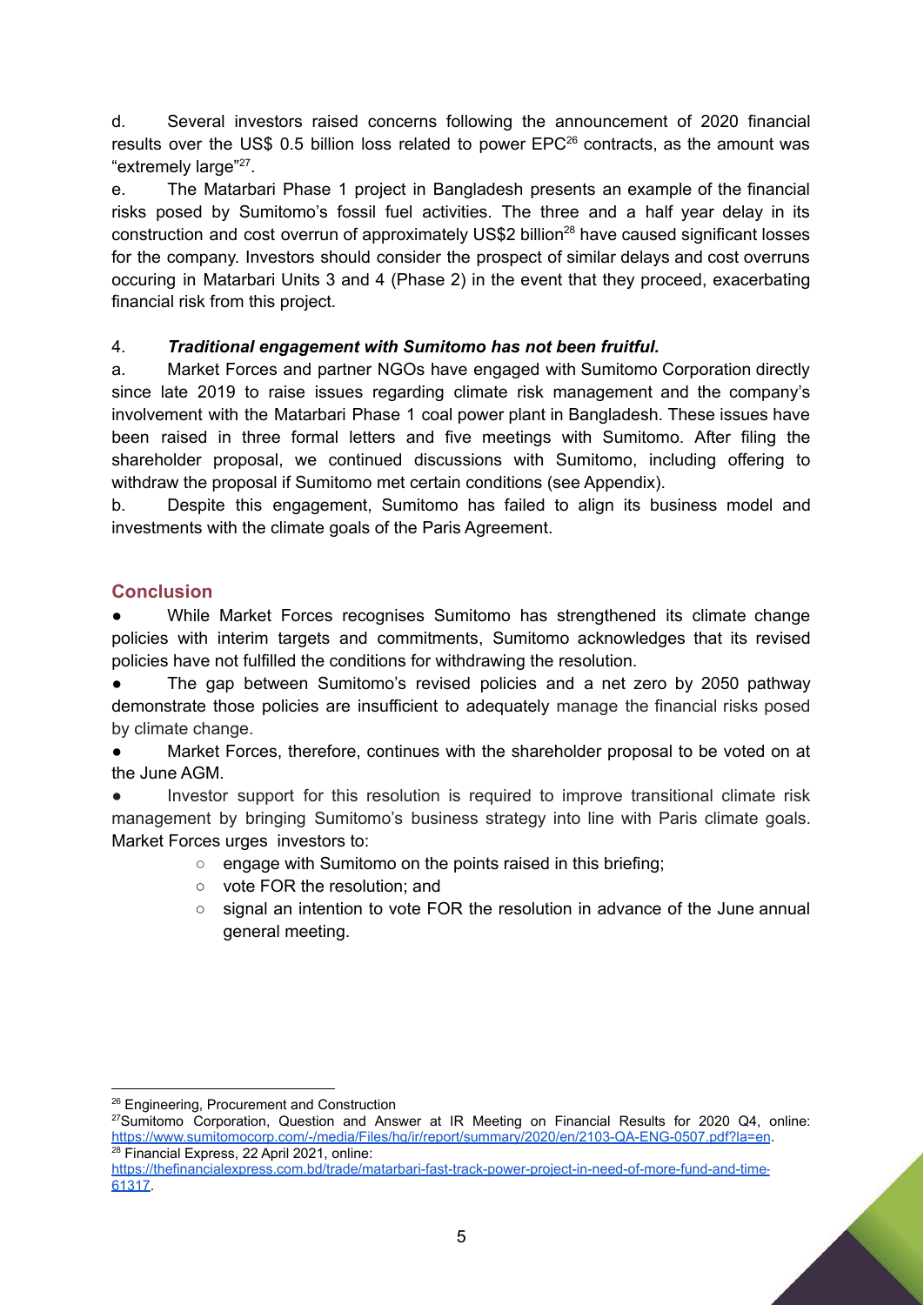d. Several investors raised concerns following the announcement of 2020 financial results over the US$ 0.5 billion loss related to power EPC[26] contracts, as the amount was "extremely large"[27].

e. The Matarbari Phase 1 project in Bangladesh presents an example of the financial risks posed by Sumitomo's fossil fuel activities. The three and a half year delay in its construction and cost overrun of approximately US$2 billion[28] have caused significant losses for the company. Investors should consider the prospect of similar delays and cost overruns occuring in Matarbari Units 3 and 4 (Phase 2) in the event that they proceed, exacerbating financial risk from this project.

4. ***Traditional engagement with Sumitomo has not been fruitful.***

a. Market Forces and partner NGOs have engaged with Sumitomo Corporation directly since late 2019 to raise issues regarding climate risk management and the company's involvement with the Matarbari Phase 1 coal power plant in Bangladesh. These issues have been raised in three formal letters and five meetings with Sumitomo. After filing the shareholder proposal, we continued discussions with Sumitomo, including offering to withdraw the proposal if Sumitomo met certain conditions (see Appendix).

b. Despite this engagement, Sumitomo has failed to align its business model and investments with the climate goals of the Paris Agreement.

## Conclusion

- While Market Forces recognises Sumitomo has strengthened its climate change policies with interim targets and commitments, Sumitomo acknowledges that its revised policies have not fulfilled the conditions for withdrawing the resolution.
- The gap between Sumitomo's revised policies and a net zero by 2050 pathway demonstrate those policies are insufficient to adequately manage the financial risks posed by climate change.
- Market Forces, therefore, continues with the shareholder proposal to be voted on at the June AGM.
- Investor support for this resolution is required to improve transitional climate risk management by bringing Sumitomo's business strategy into line with Paris climate goals. Market Forces urges investors to:
  - engage with Sumitomo on the points raised in this briefing;
  - vote FOR the resolution; and
  - signal an intention to vote FOR the resolution in advance of the June annual general meeting.

---

[26] Engineering, Procurement and Construction

[27] Sumitomo Corporation, Question and Answer at IR Meeting on Financial Results for 2020 Q4, online: https://www.sumitomocorp.com/-/media/Files/hq/ir/report/summary/2020/en/2103-QA-ENG-0507.pdf?la=en.

[28] Financial Express, 22 April 2021, online: https://thefinancialexpress.com.bd/trade/matarbari-fast-track-power-project-in-need-of-more-fund-and-time-61317.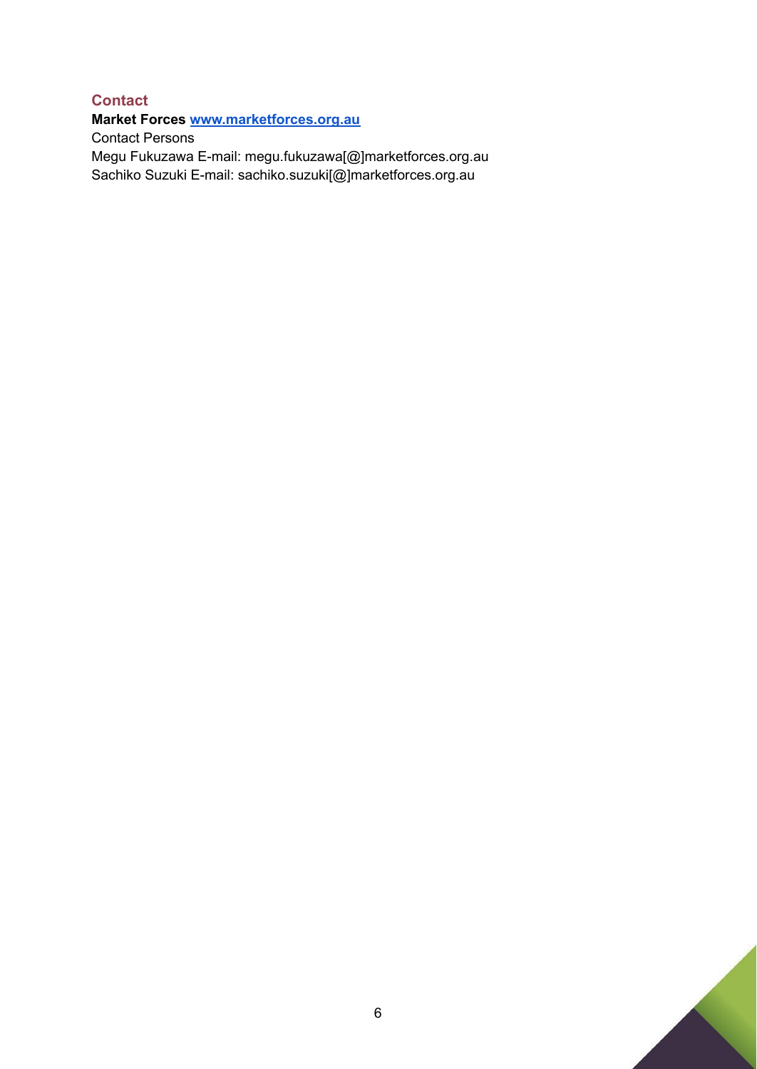## Contact

**Market Forces [www.marketforces.org.au](http://www.marketforces.org.au)**

Contact Persons

Megu Fukuzawa E-mail: megu.fukuzawa[@]marketforces.org.au

Sachiko Suzuki E-mail: sachiko.suzuki[@]marketforces.org.au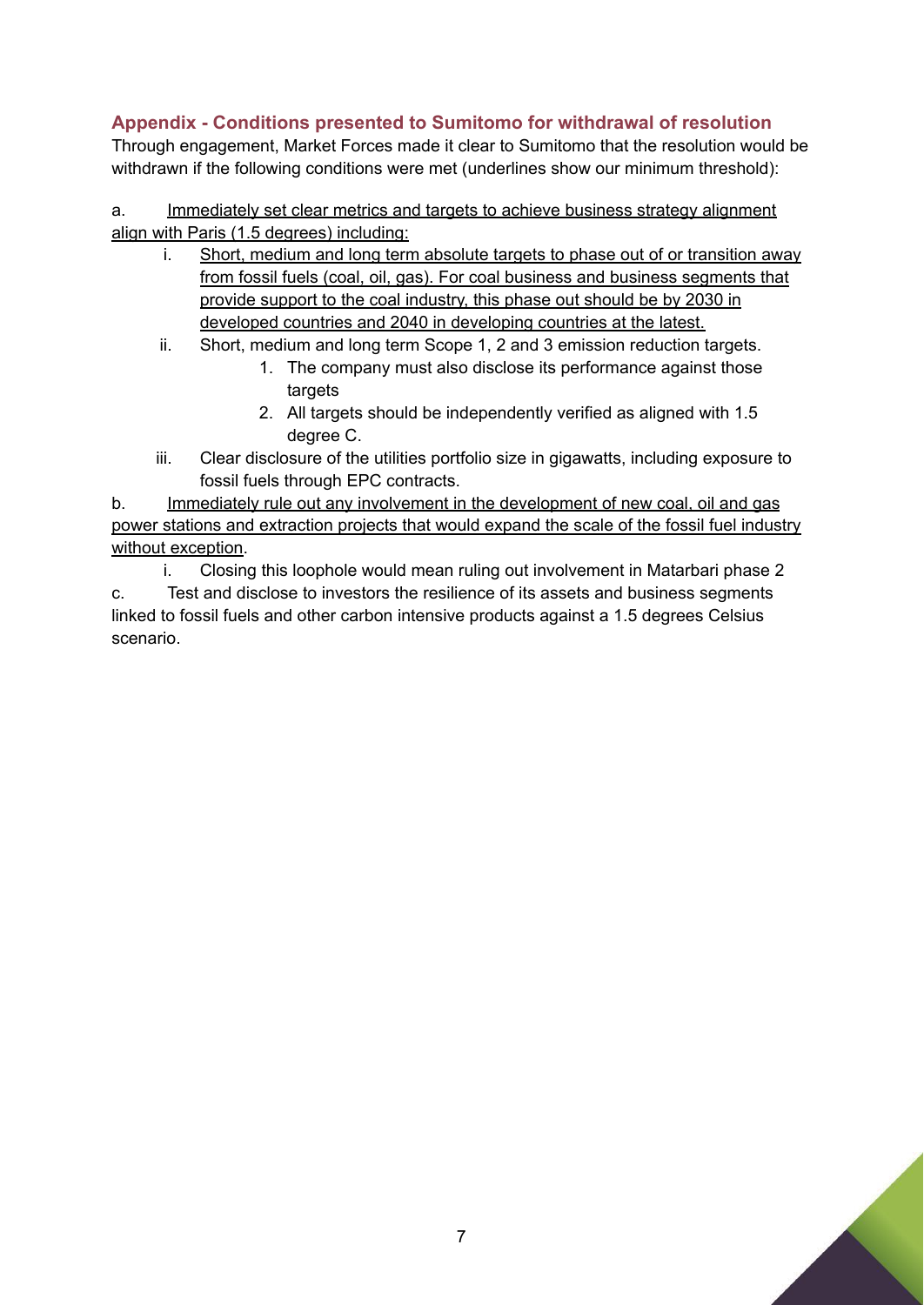## Appendix - Conditions presented to Sumitomo for withdrawal of resolution

Through engagement, Market Forces made it clear to Sumitomo that the resolution would be withdrawn if the following conditions were met (underlines show our minimum threshold):

a. <u>Immediately set clear metrics and targets to achieve business strategy alignment align with Paris (1.5 degrees) including:</u>

   i. <u>Short, medium and long term absolute targets to phase out of or transition away from fossil fuels (coal, oil, gas). For coal business and business segments that provide support to the coal industry, this phase out should be by 2030 in developed countries and 2040 in developing countries at the latest.</u>

   ii. Short, medium and long term Scope 1, 2 and 3 emission reduction targets.

      1. The company must also disclose its performance against those targets
      2. All targets should be independently verified as aligned with 1.5 degree C.

   iii. Clear disclosure of the utilities portfolio size in gigawatts, including exposure to fossil fuels through EPC contracts.

b. <u>Immediately rule out any involvement in the development of new coal, oil and gas power stations and extraction projects that would expand the scale of the fossil fuel industry without exception</u>.

   i. Closing this loophole would mean ruling out involvement in Matarbari phase 2

c. Test and disclose to investors the resilience of its assets and business segments linked to fossil fuels and other carbon intensive products against a 1.5 degrees Celsius scenario.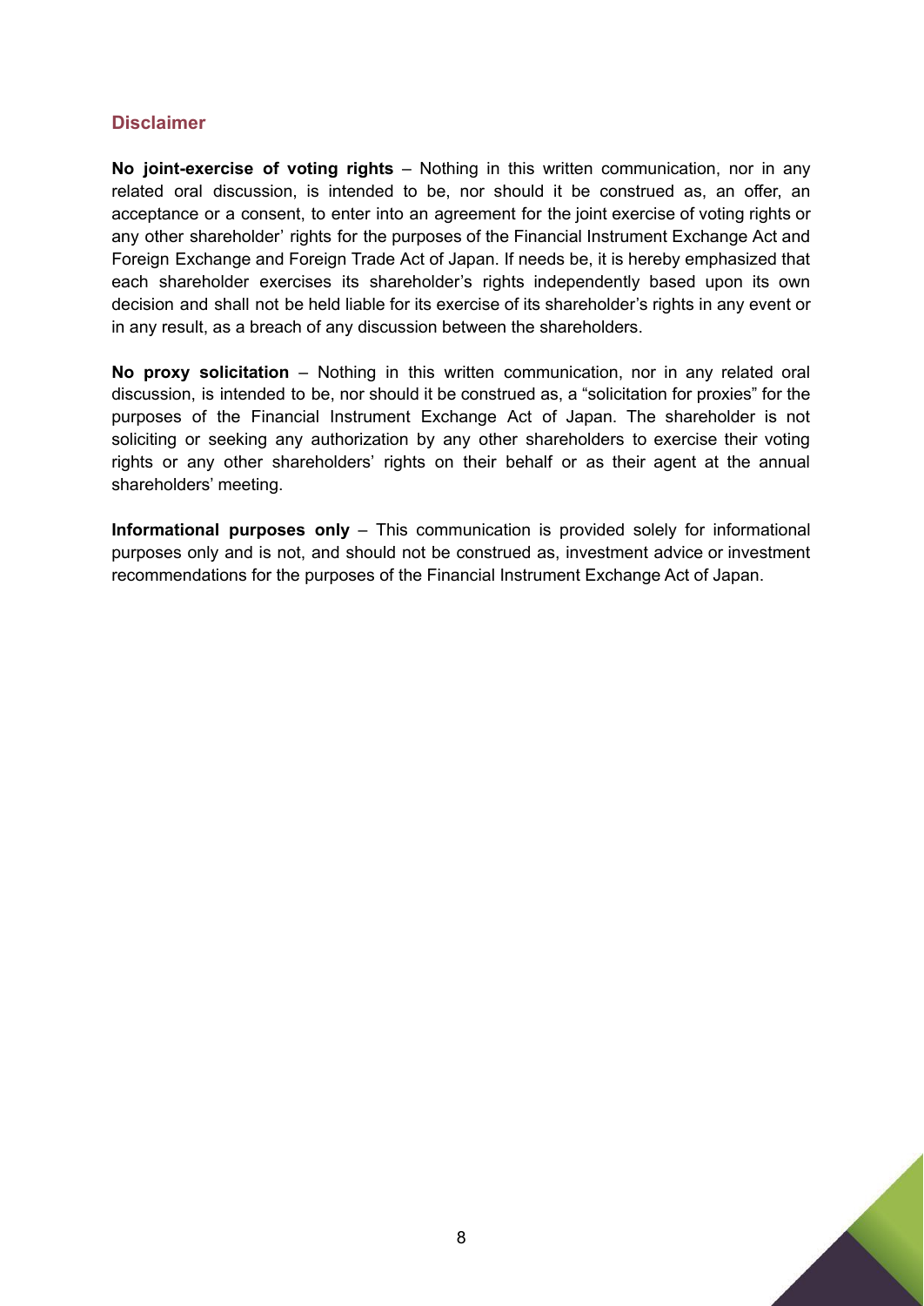## Disclaimer

**No joint-exercise of voting rights** – Nothing in this written communication, nor in any related oral discussion, is intended to be, nor should it be construed as, an offer, an acceptance or a consent, to enter into an agreement for the joint exercise of voting rights or any other shareholder' rights for the purposes of the Financial Instrument Exchange Act and Foreign Exchange and Foreign Trade Act of Japan. If needs be, it is hereby emphasized that each shareholder exercises its shareholder's rights independently based upon its own decision and shall not be held liable for its exercise of its shareholder's rights in any event or in any result, as a breach of any discussion between the shareholders.

**No proxy solicitation** – Nothing in this written communication, nor in any related oral discussion, is intended to be, nor should it be construed as, a "solicitation for proxies" for the purposes of the Financial Instrument Exchange Act of Japan. The shareholder is not soliciting or seeking any authorization by any other shareholders to exercise their voting rights or any other shareholders' rights on their behalf or as their agent at the annual shareholders' meeting.

**Informational purposes only** – This communication is provided solely for informational purposes only and is not, and should not be construed as, investment advice or investment recommendations for the purposes of the Financial Instrument Exchange Act of Japan.